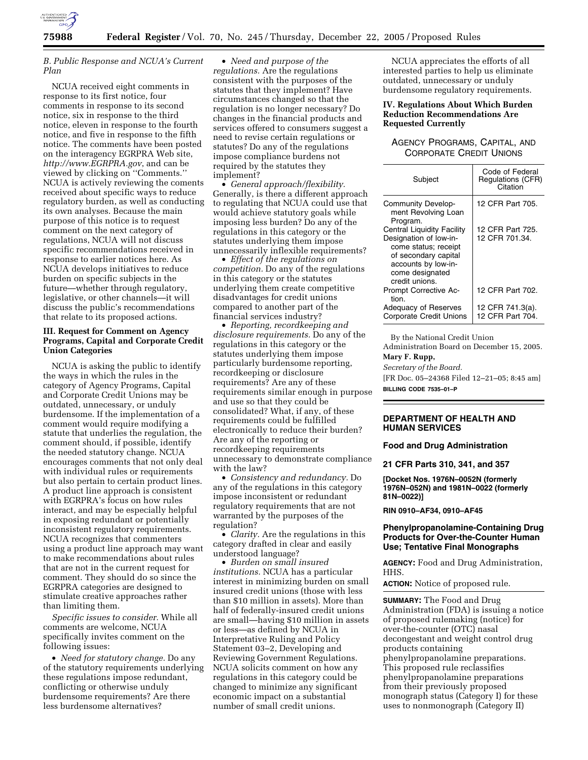### B. Public Response and NCUA's Current Plan

NCUA received eight comments in response to its first notice, four comments in response to its second notice, six in response to the third notice, eleven in response to the fourth notice, and five in response to the fifth notice. The comments have been posted on the interagency EGRPRA Web site, *http://www.EGRPRA.gov*, and can be viewed by clicking on ''Comments.'' NCUA is actively reviewing the coments received about specific ways to reduce regulatory burden, as well as conducting its own analyses. Because the main purpose of this notice is to request comment on the next category of regulations, NCUA will not discuss specific recommendations received in response to earlier notices here. As NCUA develops initiatives to reduce burden on specific subjects in the future—whether through regulatory, legislative, or other channels—it will discuss the public's recommendations that relate to its proposed actions.

## III. Request for Comment on Agency Programs, Capital and Corporate Credit Union Categories

NCUA is asking the public to identify the ways in which the rules in the category of Agency Programs, Capital and Corporate Credit Unions may be outdated, unnecessary, or unduly burdensome. If the implementation of a comment would require modifying a statute that underlies the regulation, the comment should, if possible, identify the needed statutory change. NCUA encourages comments that not only deal with individual rules or requirements but also pertain to certain product lines. A product line approach is consistent with EGRPRA's focus on how rules interact, and may be especially helpful in exposing redundant or potentially inconsistent regulatory requirements. NCUA recognizes that commenters using a product line approach may want to make recommendations about rules that are not in the current request for comment. They should do so since the EGRPRA categories are designed to stimulate creative approaches rather than limiting them.

*Specific issues to consider.* While all comments are welcome, NCUA specifically invites comment on the following issues:

- *Need for statutory change.* Do any of the statutory requirements underlying these regulations impose redundant, conflicting or otherwise unduly burdensome requirements? Are there less burdensome alternatives?
- *Need and purpose of the regulations.* Are the regulations consistent with the purposes of the statutes that they implement? Have circumstances changed so that the regulation is no longer necessary? Do changes in the financial products and services offered to consumers suggest a need to revise certain regulations or statutes? Do any of the regulations impose compliance burdens not required by the statutes they implement?
- *General approach/flexibility.* Generally, is there a different approach to regulating that NCUA could use that would achieve statutory goals while imposing less burden? Do any of the regulations in this category or the statutes underlying them impose unnecessarily inflexible requirements?
- *Effect of the regulations on competition.* Do any of the regulations in this category or the statutes underlying them create competitive disadvantages for credit unions compared to another part of the financial services industry?
- *Reporting, recordkeeping and disclosure requirements.* Do any of the regulations in this category or the statutes underlying them impose particularly burdensome reporting, recordkeeping or disclosure requirements? Are any of these requirements similar enough in purpose and use so that they could be consolidated? What, if any, of these requirements could be fulfilled electronically to reduce their burden? Are any of the reporting or recordkeeping requirements unnecessary to demonstrate compliance with the law?
- *Consistency and redundancy.* Do any of the regulations in this category impose inconsistent or redundant regulatory requirements that are not warranted by the purposes of the regulation?
- *Clarity.* Are the regulations in this category drafted in clear and easily understood language?
- *Burden on small insured institutions.* NCUA has a particular interest in minimizing burden on small insured credit unions (those with less than $10 million in assets). More than half of federally-insured credit unions are small—having $10 million in assets or less—as defined by NCUA in Interpretative Ruling and Policy Statement 03–2, Developing and Reviewing Government Regulations. NCUA solicits comment on how any regulations in this category could be changed to minimize any significant economic impact on a substantial number of small credit unions.

NCUA appreciates the efforts of all interested parties to help us eliminate outdated, unnecessary or unduly burdensome regulatory requirements.

## IV. Regulations About Which Burden Reduction Recommendations Are Requested Currently

AGENCY PROGRAMS, CAPITAL, AND CORPORATE CREDIT UNIONS

| Subject | Code of Federal Regulations (CFR) Citation |
|---|---|
| Community Development Revolving Loan Program. | 12 CFR Part 705. |
| Central Liquidity Facility | 12 CFR Part 725. |
| Designation of low-income status; receipt of secondary capital accounts by low-income designated credit unions. | 12 CFR 701.34. |
| Prompt Corrective Action. | 12 CFR Part 702. |
| Adequacy of Reserves | 12 CFR 741.3(a). |
| Corporate Credit Unions | 12 CFR Part 704. |

By the National Credit Union Administration Board on December 15, 2005.

**Mary F. Rupp,**

*Secretary of the Board.*

[FR Doc. 05–24368 Filed 12–21–05; 8:45 am]

**BILLING CODE 7535–01–P**

---

## DEPARTMENT OF HEALTH AND HUMAN SERVICES

### Food and Drug Administration

### 21 CFR Parts 310, 341, and 357

**[Docket Nos. 1976N–0052N (formerly 1976N–052N) and 1981N–0022 (formerly 81N–0022)]**

**RIN 0910–AF34, 0910–AF45**

### Phenylpropanolamine-Containing Drug Products for Over-the-Counter Human Use; Tentative Final Monographs

**AGENCY:** Food and Drug Administration, HHS.

**ACTION:** Notice of proposed rule.

**SUMMARY:** The Food and Drug Administration (FDA) is issuing a notice of proposed rulemaking (notice) for over-the-counter (OTC) nasal decongestant and weight control drug products containing phenylpropanolamine preparations. This proposed rule reclassifies phenylpropanolamine preparations from their previously proposed monograph status (Category I) for these uses to nonmonograph (Category II)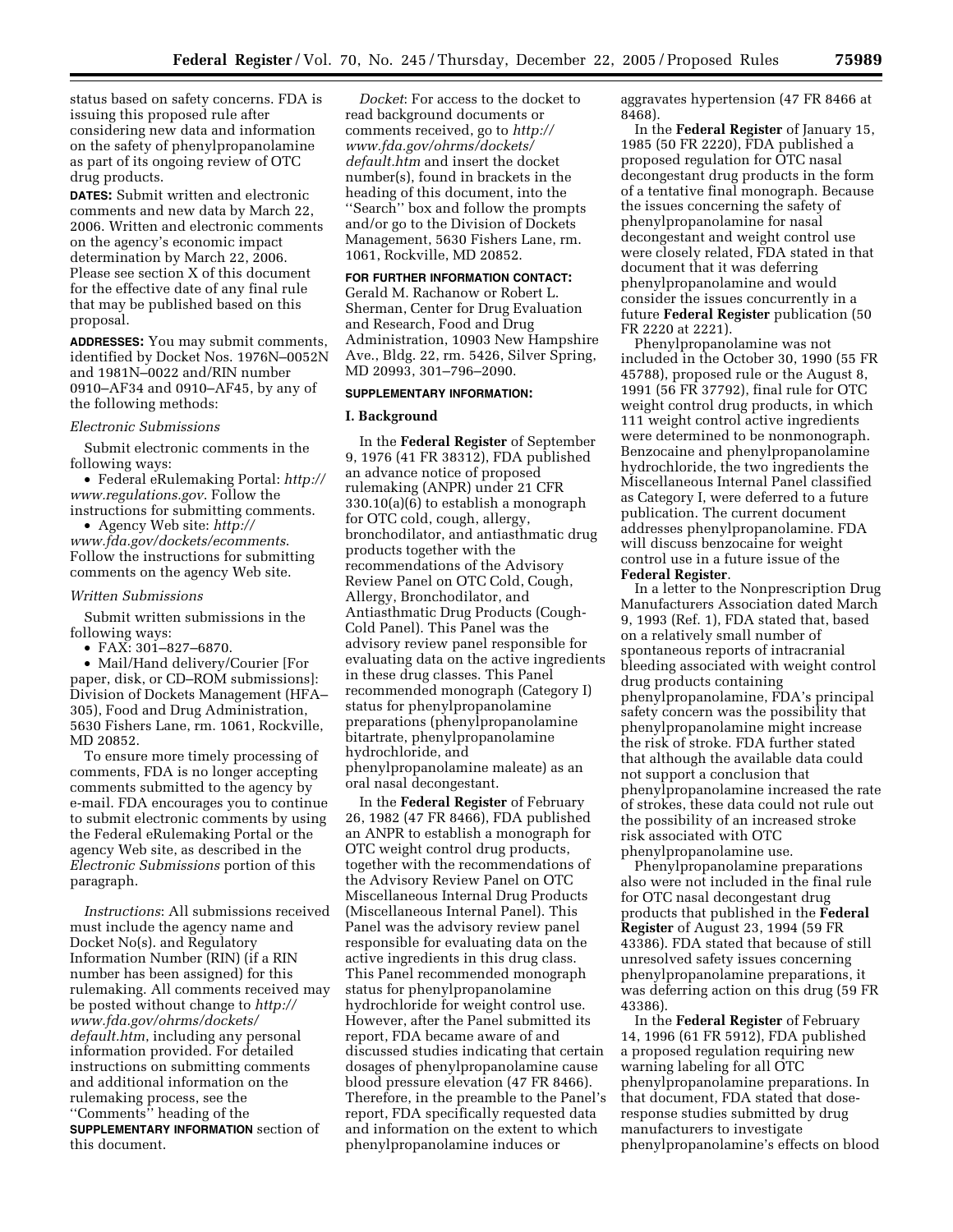status based on safety concerns. FDA is issuing this proposed rule after considering new data and information on the safety of phenylpropanolamine as part of its ongoing review of OTC drug products.

**DATES:** Submit written and electronic comments and new data by March 22, 2006. Written and electronic comments on the agency's economic impact determination by March 22, 2006. Please see section X of this document for the effective date of any final rule that may be published based on this proposal.

**ADDRESSES:** You may submit comments, identified by Docket Nos. 1976N–0052N and 1981N–0022 and/RIN number 0910–AF34 and 0910–AF45, by any of the following methods:

*Electronic Submissions*

Submit electronic comments in the following ways:

- Federal eRulemaking Portal: *http://www.regulations.gov*. Follow the instructions for submitting comments.
- Agency Web site: *http://www.fda.gov/dockets/ecomments*. Follow the instructions for submitting comments on the agency Web site.

*Written Submissions*

Submit written submissions in the following ways:

- FAX: 301–827–6870.
- Mail/Hand delivery/Courier [For paper, disk, or CD–ROM submissions]: Division of Dockets Management (HFA–305), Food and Drug Administration, 5630 Fishers Lane, rm. 1061, Rockville, MD 20852.

To ensure more timely processing of comments, FDA is no longer accepting comments submitted to the agency by e-mail. FDA encourages you to continue to submit electronic comments by using the Federal eRulemaking Portal or the agency Web site, as described in the *Electronic Submissions* portion of this paragraph.

*Instructions*: All submissions received must include the agency name and Docket No(s). and Regulatory Information Number (RIN) (if a RIN number has been assigned) for this rulemaking. All comments received may be posted without change to *http://www.fda.gov/ohrms/dockets/default.htm*, including any personal information provided. For detailed instructions on submitting comments and additional information on the rulemaking process, see the ''Comments'' heading of the **SUPPLEMENTARY INFORMATION** section of this document.

*Docket*: For access to the docket to read background documents or comments received, go to *http://www.fda.gov/ohrms/dockets/default.htm* and insert the docket number(s), found in brackets in the heading of this document, into the ''Search'' box and follow the prompts and/or go to the Division of Dockets Management, 5630 Fishers Lane, rm. 1061, Rockville, MD 20852.

**FOR FURTHER INFORMATION CONTACT:** Gerald M. Rachanow or Robert L. Sherman, Center for Drug Evaluation and Research, Food and Drug Administration, 10903 New Hampshire Ave., Bldg. 22, rm. 5426, Silver Spring, MD 20993, 301–796–2090.

**SUPPLEMENTARY INFORMATION:**

## I. Background

In the **Federal Register** of September 9, 1976 (41 FR 38312), FDA published an advance notice of proposed rulemaking (ANPR) under 21 CFR 330.10(a)(6) to establish a monograph for OTC cold, cough, allergy, bronchodilator, and antiasthmatic drug products together with the recommendations of the Advisory Review Panel on OTC Cold, Cough, Allergy, Bronchodilator, and Antiasthmatic Drug Products (Cough-Cold Panel). This Panel was the advisory review panel responsible for evaluating data on the active ingredients in these drug classes. This Panel recommended monograph (Category I) status for phenylpropanolamine preparations (phenylpropanolamine bitartrate, phenylpropanolamine hydrochloride, and phenylpropanolamine maleate) as an oral nasal decongestant.

In the **Federal Register** of February 26, 1982 (47 FR 8466), FDA published an ANPR to establish a monograph for OTC weight control drug products, together with the recommendations of the Advisory Review Panel on OTC Miscellaneous Internal Drug Products (Miscellaneous Internal Panel). This Panel was the advisory review panel responsible for evaluating data on the active ingredients in this drug class. This Panel recommended monograph status for phenylpropanolamine hydrochloride for weight control use. However, after the Panel submitted its report, FDA became aware of and discussed studies indicating that certain dosages of phenylpropanolamine cause blood pressure elevation (47 FR 8466). Therefore, in the preamble to the Panel's report, FDA specifically requested data and information on the extent to which phenylpropanolamine induces or aggravates hypertension (47 FR 8466 at 8468).

In the **Federal Register** of January 15, 1985 (50 FR 2220), FDA published a proposed regulation for OTC nasal decongestant drug products in the form of a tentative final monograph. Because the issues concerning the safety of phenylpropanolamine for nasal decongestant and weight control use were closely related, FDA stated in that document that it was deferring phenylpropanolamine and would consider the issues concurrently in a future **Federal Register** publication (50 FR 2220 at 2221).

Phenylpropanolamine was not included in the October 30, 1990 (55 FR 45788), proposed rule or the August 8, 1991 (56 FR 37792), final rule for OTC weight control drug products, in which 111 weight control active ingredients were determined to be nonmonograph. Benzocaine and phenylpropanolamine hydrochloride, the two ingredients the Miscellaneous Internal Panel classified as Category I, were deferred to a future publication. The current document addresses phenylpropanolamine. FDA will discuss benzocaine for weight control use in a future issue of the **Federal Register**.

In a letter to the Nonprescription Drug Manufacturers Association dated March 9, 1993 (Ref. 1), FDA stated that, based on a relatively small number of spontaneous reports of intracranial bleeding associated with weight control drug products containing phenylpropanolamine, FDA's principal safety concern was the possibility that phenylpropanolamine might increase the risk of stroke. FDA further stated that although the available data could not support a conclusion that phenylpropanolamine increased the rate of strokes, these data could not rule out the possibility of an increased stroke risk associated with OTC phenylpropanolamine use.

Phenylpropanolamine preparations also were not included in the final rule for OTC nasal decongestant drug products that published in the **Federal Register** of August 23, 1994 (59 FR 43386). FDA stated that because of still unresolved safety issues concerning phenylpropanolamine preparations, it was deferring action on this drug (59 FR 43386).

In the **Federal Register** of February 14, 1996 (61 FR 5912), FDA published a proposed regulation requiring new warning labeling for all OTC phenylpropanolamine preparations. In that document, FDA stated that dose-response studies submitted by drug manufacturers to investigate phenylpropanolamine's effects on blood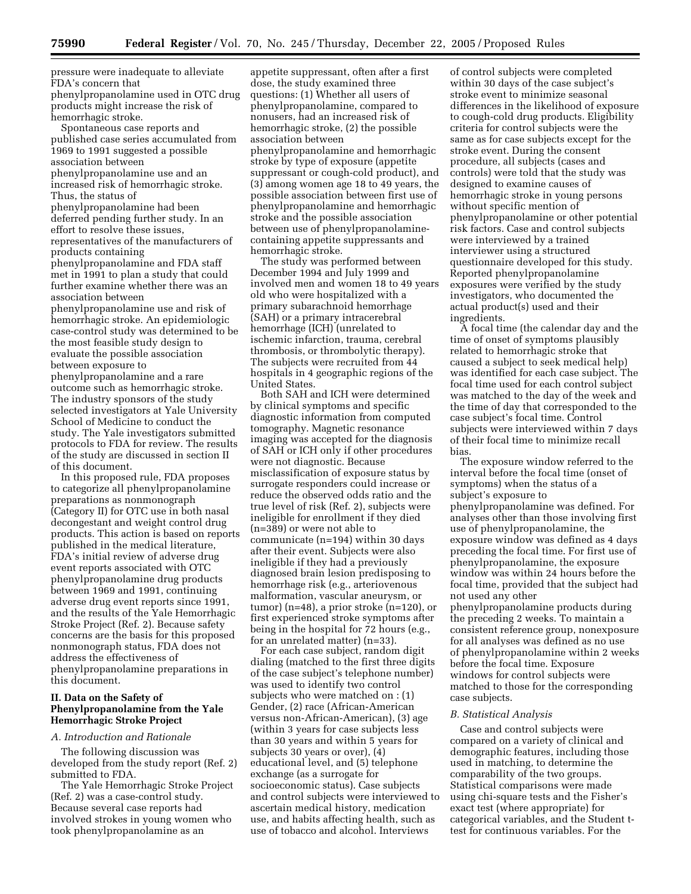pressure were inadequate to alleviate FDA's concern that phenylpropanolamine used in OTC drug products might increase the risk of hemorrhagic stroke.

Spontaneous case reports and published case series accumulated from 1969 to 1991 suggested a possible association between phenylpropanolamine use and an increased risk of hemorrhagic stroke. Thus, the status of phenylpropanolamine had been deferred pending further study. In an effort to resolve these issues, representatives of the manufacturers of products containing phenylpropanolamine and FDA staff met in 1991 to plan a study that could further examine whether there was an association between phenylpropanolamine use and risk of hemorrhagic stroke. An epidemiologic case-control study was determined to be the most feasible study design to evaluate the possible association between exposure to phenylpropanolamine and a rare outcome such as hemorrhagic stroke. The industry sponsors of the study selected investigators at Yale University School of Medicine to conduct the study. The Yale investigators submitted protocols to FDA for review. The results of the study are discussed in section II of this document.

In this proposed rule, FDA proposes to categorize all phenylpropanolamine preparations as nonmonograph (Category II) for OTC use in both nasal decongestant and weight control drug products. This action is based on reports published in the medical literature, FDA's initial review of adverse drug event reports associated with OTC phenylpropanolamine drug products between 1969 and 1991, continuing adverse drug event reports since 1991, and the results of the Yale Hemorrhagic Stroke Project (Ref. 2). Because safety concerns are the basis for this proposed nonmonograph status, FDA does not address the effectiveness of phenylpropanolamine preparations in this document.

## II. Data on the Safety of Phenylpropanolamine from the Yale Hemorrhagic Stroke Project

### A. Introduction and Rationale

The following discussion was developed from the study report (Ref. 2) submitted to FDA.

The Yale Hemorrhagic Stroke Project (Ref. 2) was a case-control study. Because several case reports had involved strokes in young women who took phenylpropanolamine as an appetite suppressant, often after a first dose, the study examined three questions: (1) Whether all users of phenylpropanolamine, compared to nonusers, had an increased risk of hemorrhagic stroke, (2) the possible association between phenylpropanolamine and hemorrhagic stroke by type of exposure (appetite suppressant or cough-cold product), and (3) among women age 18 to 49 years, the possible association between first use of phenylpropanolamine and hemorrhagic stroke and the possible association between use of phenylpropanolamine-containing appetite suppressants and hemorrhagic stroke.

The study was performed between December 1994 and July 1999 and involved men and women 18 to 49 years old who were hospitalized with a primary subarachnoid hemorrhage (SAH) or a primary intracerebral hemorrhage (ICH) (unrelated to ischemic infarction, trauma, cerebral thrombosis, or thrombolytic therapy). The subjects were recruited from 44 hospitals in 4 geographic regions of the United States.

Both SAH and ICH were determined by clinical symptoms and specific diagnostic information from computed tomography. Magnetic resonance imaging was accepted for the diagnosis of SAH or ICH only if other procedures were not diagnostic. Because misclassification of exposure status by surrogate responders could increase or reduce the observed odds ratio and the true level of risk (Ref. 2), subjects were ineligible for enrollment if they died (n=389) or were not able to communicate (n=194) within 30 days after their event. Subjects were also ineligible if they had a previously diagnosed brain lesion predisposing to hemorrhage risk (e.g., arteriovenous malformation, vascular aneurysm, or tumor) (n=48), a prior stroke (n=120), or first experienced stroke symptoms after being in the hospital for 72 hours (e.g., for an unrelated matter) (n=33).

For each case subject, random digit dialing (matched to the first three digits of the case subject's telephone number) was used to identify two control subjects who were matched on : (1) Gender, (2) race (African-American versus non-African-American), (3) age (within 3 years for case subjects less than 30 years and within 5 years for subjects 30 years or over), (4) educational level, and (5) telephone exchange (as a surrogate for socioeconomic status). Case subjects and control subjects were interviewed to ascertain medical history, medication use, and habits affecting health, such as use of tobacco and alcohol. Interviews of control subjects were completed within 30 days of the case subject's stroke event to minimize seasonal differences in the likelihood of exposure to cough-cold drug products. Eligibility criteria for control subjects were the same as for case subjects except for the stroke event. During the consent procedure, all subjects (cases and controls) were told that the study was designed to examine causes of hemorrhagic stroke in young persons without specific mention of phenylpropanolamine or other potential risk factors. Case and control subjects were interviewed by a trained interviewer using a structured questionnaire developed for this study. Reported phenylpropanolamine exposures were verified by the study investigators, who documented the actual product(s) used and their ingredients.

A focal time (the calendar day and the time of onset of symptoms plausibly related to hemorrhagic stroke that caused a subject to seek medical help) was identified for each case subject. The focal time used for each control subject was matched to the day of the week and the time of day that corresponded to the case subject's focal time. Control subjects were interviewed within 7 days of their focal time to minimize recall bias.

The exposure window referred to the interval before the focal time (onset of symptoms) when the status of a subject's exposure to phenylpropanolamine was defined. For analyses other than those involving first use of phenylpropanolamine, the exposure window was defined as 4 days preceding the focal time. For first use of phenylpropanolamine, the exposure window was within 24 hours before the focal time, provided that the subject had not used any other phenylpropanolamine products during the preceding 2 weeks. To maintain a consistent reference group, nonexposure for all analyses was defined as no use of phenylpropanolamine within 2 weeks before the focal time. Exposure windows for control subjects were matched to those for the corresponding case subjects.

### B. Statistical Analysis

Case and control subjects were compared on a variety of clinical and demographic features, including those used in matching, to determine the comparability of the two groups. Statistical comparisons were made using chi-square tests and the Fisher's exact test (where appropriate) for categorical variables, and the Student t-test for continuous variables. For the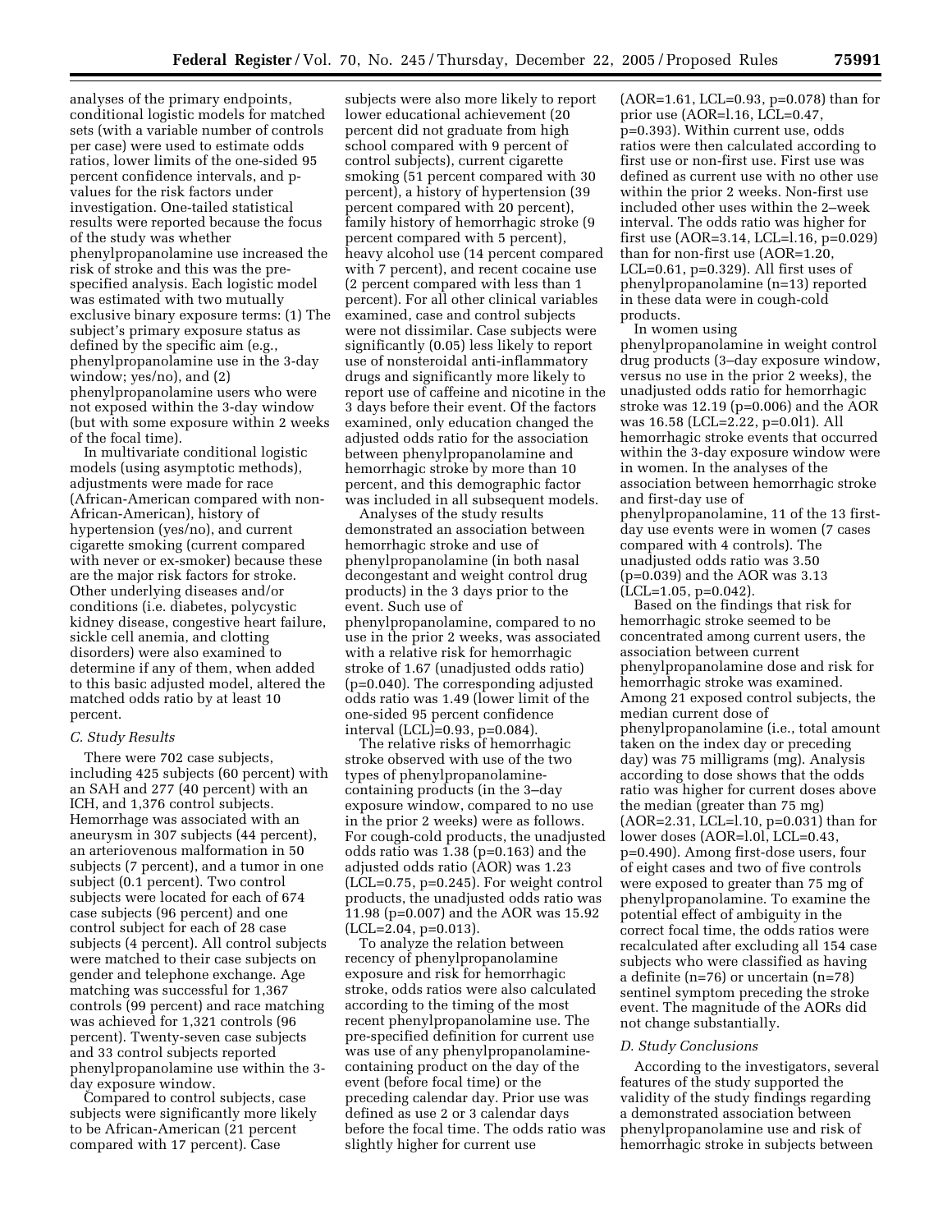analyses of the primary endpoints, conditional logistic models for matched sets (with a variable number of controls per case) were used to estimate odds ratios, lower limits of the one-sided 95 percent confidence intervals, and p-values for the risk factors under investigation. One-tailed statistical results were reported because the focus of the study was whether phenylpropanolamine use increased the risk of stroke and this was the pre-specified analysis. Each logistic model was estimated with two mutually exclusive binary exposure terms: (1) The subject's primary exposure status as defined by the specific aim (e.g., phenylpropanolamine use in the 3-day window; yes/no), and (2) phenylpropanolamine users who were not exposed within the 3-day window (but with some exposure within 2 weeks of the focal time).

In multivariate conditional logistic models (using asymptotic methods), adjustments were made for race (African-American compared with non-African-American), history of hypertension (yes/no), and current cigarette smoking (current compared with never or ex-smoker) because these are the major risk factors for stroke. Other underlying diseases and/or conditions (i.e. diabetes, polycystic kidney disease, congestive heart failure, sickle cell anemia, and clotting disorders) were also examined to determine if any of them, when added to this basic adjusted model, altered the matched odds ratio by at least 10 percent.

### *C. Study Results*

There were 702 case subjects, including 425 subjects (60 percent) with an SAH and 277 (40 percent) with an ICH, and 1,376 control subjects. Hemorrhage was associated with an aneurysm in 307 subjects (44 percent), an arteriovenous malformation in 50 subjects (7 percent), and a tumor in one subject (0.1 percent). Two control subjects were located for each of 674 case subjects (96 percent) and one control subject for each of 28 case subjects (4 percent). All control subjects were matched to their case subjects on gender and telephone exchange. Age matching was successful for 1,367 controls (99 percent) and race matching was achieved for 1,321 controls (96 percent). Twenty-seven case subjects and 33 control subjects reported phenylpropanolamine use within the 3-day exposure window.

Compared to control subjects, case subjects were significantly more likely to be African-American (21 percent compared with 17 percent). Case subjects were also more likely to report lower educational achievement (20 percent did not graduate from high school compared with 9 percent of control subjects), current cigarette smoking (51 percent compared with 30 percent), a history of hypertension (39 percent compared with 20 percent), family history of hemorrhagic stroke (9 percent compared with 5 percent), heavy alcohol use (14 percent compared with 7 percent), and recent cocaine use (2 percent compared with less than 1 percent). For all other clinical variables examined, case and control subjects were not dissimilar. Case subjects were significantly (0.05) less likely to report use of nonsteroidal anti-inflammatory drugs and significantly more likely to report use of caffeine and nicotine in the 3 days before their event. Of the factors examined, only education changed the adjusted odds ratio for the association between phenylpropanolamine and hemorrhagic stroke by more than 10 percent, and this demographic factor was included in all subsequent models.

Analyses of the study results demonstrated an association between hemorrhagic stroke and use of phenylpropanolamine (in both nasal decongestant and weight control drug products) in the 3 days prior to the event. Such use of phenylpropanolamine, compared to no use in the prior 2 weeks, was associated with a relative risk for hemorrhagic stroke of 1.67 (unadjusted odds ratio) (p=0.040). The corresponding adjusted odds ratio was 1.49 (lower limit of the one-sided 95 percent confidence interval (LCL)=0.93, p=0.084).

The relative risks of hemorrhagic stroke observed with use of the two types of phenylpropanolamine-containing products (in the 3–day exposure window, compared to no use in the prior 2 weeks) were as follows. For cough-cold products, the unadjusted odds ratio was 1.38 (p=0.163) and the adjusted odds ratio (AOR) was 1.23 (LCL=0.75, p=0.245). For weight control products, the unadjusted odds ratio was 11.98 (p=0.007) and the AOR was 15.92 (LCL=2.04, p=0.013).

To analyze the relation between recency of phenylpropanolamine exposure and risk for hemorrhagic stroke, odds ratios were also calculated according to the timing of the most recent phenylpropanolamine use. The pre-specified definition for current use was use of any phenylpropanolamine-containing product on the day of the event (before focal time) or the preceding calendar day. Prior use was defined as use 2 or 3 calendar days before the focal time. The odds ratio was slightly higher for current use (AOR=1.61, LCL=0.93, p=0.078) than for prior use (AOR=l.16, LCL=0.47, p=0.393). Within current use, odds ratios were then calculated according to first use or non-first use. First use was defined as current use with no other use within the prior 2 weeks. Non-first use included other uses within the 2–week interval. The odds ratio was higher for first use (AOR=3.14, LCL=l.16, p=0.029) than for non-first use (AOR=1.20, LCL=0.61, p=0.329). All first uses of phenylpropanolamine (n=13) reported in these data were in cough-cold products.

In women using phenylpropanolamine in weight control drug products (3–day exposure window, versus no use in the prior 2 weeks), the unadjusted odds ratio for hemorrhagic stroke was 12.19 (p=0.006) and the AOR was 16.58 (LCL=2.22, p=0.0l1). All hemorrhagic stroke events that occurred within the 3-day exposure window were in women. In the analyses of the association between hemorrhagic stroke and first-day use of phenylpropanolamine, 11 of the 13 first-day use events were in women (7 cases compared with 4 controls). The unadjusted odds ratio was 3.50 (p=0.039) and the AOR was 3.13 (LCL=1.05, p=0.042).

Based on the findings that risk for hemorrhagic stroke seemed to be concentrated among current users, the association between current phenylpropanolamine dose and risk for hemorrhagic stroke was examined. Among 21 exposed control subjects, the median current dose of phenylpropanolamine (i.e., total amount taken on the index day or preceding day) was 75 milligrams (mg). Analysis according to dose shows that the odds ratio was higher for current doses above the median (greater than 75 mg) (AOR=2.31, LCL=l.10, p=0.031) than for lower doses (AOR=l.0l, LCL=0.43, p=0.490). Among first-dose users, four of eight cases and two of five controls were exposed to greater than 75 mg of phenylpropanolamine. To examine the potential effect of ambiguity in the correct focal time, the odds ratios were recalculated after excluding all 154 case subjects who were classified as having a definite (n=76) or uncertain (n=78) sentinel symptom preceding the stroke event. The magnitude of the AORs did not change substantially.

### *D. Study Conclusions*

According to the investigators, several features of the study supported the validity of the study findings regarding a demonstrated association between phenylpropanolamine use and risk of hemorrhagic stroke in subjects between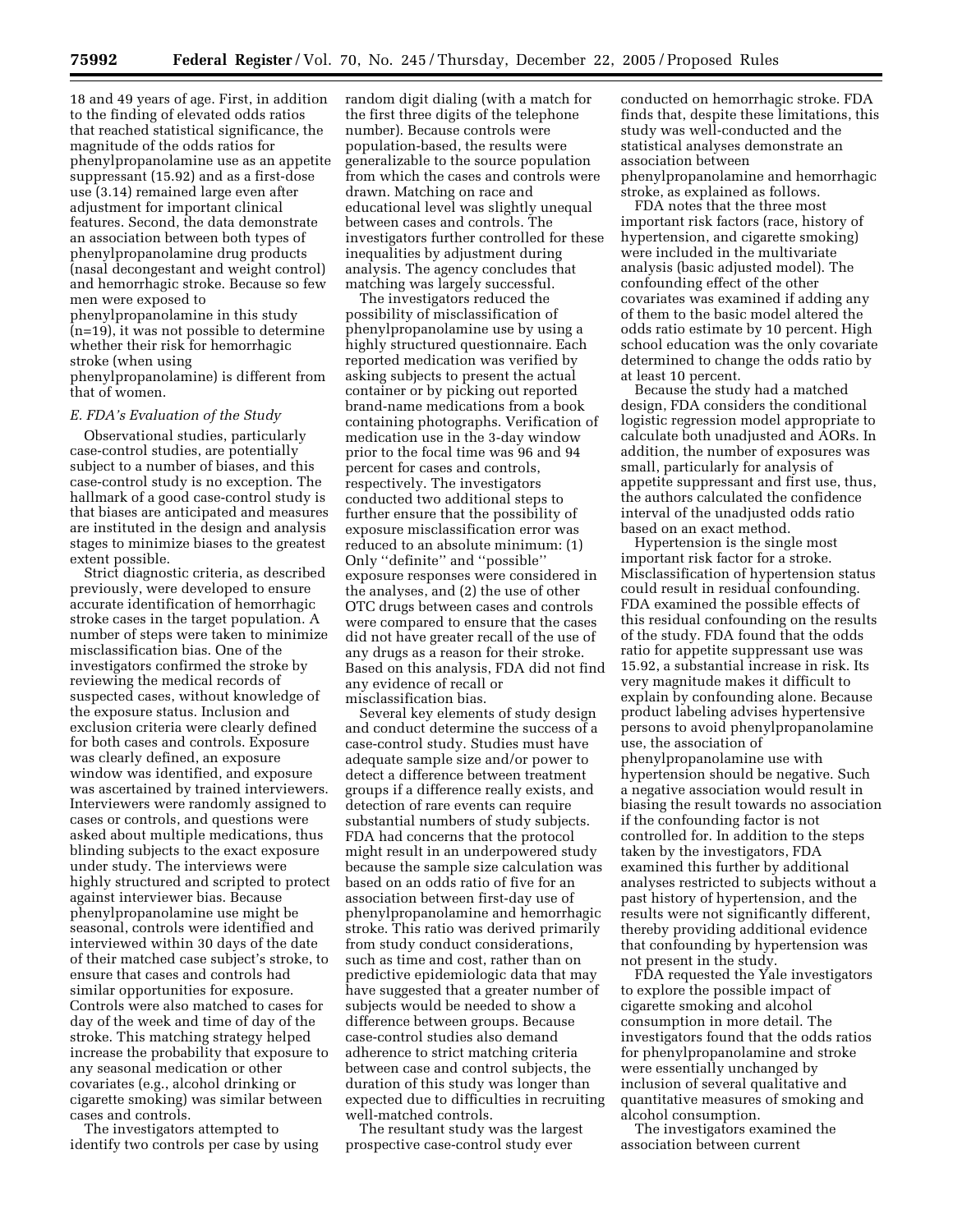18 and 49 years of age. First, in addition to the finding of elevated odds ratios that reached statistical significance, the magnitude of the odds ratios for phenylpropanolamine use as an appetite suppressant (15.92) and as a first-dose use (3.14) remained large even after adjustment for important clinical features. Second, the data demonstrate an association between both types of phenylpropanolamine drug products (nasal decongestant and weight control) and hemorrhagic stroke. Because so few men were exposed to phenylpropanolamine in this study (n=19), it was not possible to determine whether their risk for hemorrhagic stroke (when using phenylpropanolamine) is different from that of women.

### *E. FDA's Evaluation of the Study*

Observational studies, particularly case-control studies, are potentially subject to a number of biases, and this case-control study is no exception. The hallmark of a good case-control study is that biases are anticipated and measures are instituted in the design and analysis stages to minimize biases to the greatest extent possible.

Strict diagnostic criteria, as described previously, were developed to ensure accurate identification of hemorrhagic stroke cases in the target population. A number of steps were taken to minimize misclassification bias. One of the investigators confirmed the stroke by reviewing the medical records of suspected cases, without knowledge of the exposure status. Inclusion and exclusion criteria were clearly defined for both cases and controls. Exposure was clearly defined, an exposure window was identified, and exposure was ascertained by trained interviewers. Interviewers were randomly assigned to cases or controls, and questions were asked about multiple medications, thus blinding subjects to the exact exposure under study. The interviews were highly structured and scripted to protect against interviewer bias. Because phenylpropanolamine use might be seasonal, controls were identified and interviewed within 30 days of the date of their matched case subject's stroke, to ensure that cases and controls had similar opportunities for exposure. Controls were also matched to cases for day of the week and time of day of the stroke. This matching strategy helped increase the probability that exposure to any seasonal medication or other covariates (e.g., alcohol drinking or cigarette smoking) was similar between cases and controls.

The investigators attempted to identify two controls per case by using random digit dialing (with a match for the first three digits of the telephone number). Because controls were population-based, the results were generalizable to the source population from which the cases and controls were drawn. Matching on race and educational level was slightly unequal between cases and controls. The investigators further controlled for these inequalities by adjustment during analysis. The agency concludes that matching was largely successful.

The investigators reduced the possibility of misclassification of phenylpropanolamine use by using a highly structured questionnaire. Each reported medication was verified by asking subjects to present the actual container or by picking out reported brand-name medications from a book containing photographs. Verification of medication use in the 3-day window prior to the focal time was 96 and 94 percent for cases and controls, respectively. The investigators conducted two additional steps to further ensure that the possibility of exposure misclassification error was reduced to an absolute minimum: (1) Only "definite" and "possible" exposure responses were considered in the analyses, and (2) the use of other OTC drugs between cases and controls were compared to ensure that the cases did not have greater recall of the use of any drugs as a reason for their stroke. Based on this analysis, FDA did not find any evidence of recall or misclassification bias.

Several key elements of study design and conduct determine the success of a case-control study. Studies must have adequate sample size and/or power to detect a difference between treatment groups if a difference really exists, and detection of rare events can require substantial numbers of study subjects. FDA had concerns that the protocol might result in an underpowered study because the sample size calculation was based on an odds ratio of five for an association between first-day use of phenylpropanolamine and hemorrhagic stroke. This ratio was derived primarily from study conduct considerations, such as time and cost, rather than on predictive epidemiologic data that may have suggested that a greater number of subjects would be needed to show a difference between groups. Because case-control studies also demand adherence to strict matching criteria between case and control subjects, the duration of this study was longer than expected due to difficulties in recruiting well-matched controls.

The resultant study was the largest prospective case-control study ever conducted on hemorrhagic stroke. FDA finds that, despite these limitations, this study was well-conducted and the statistical analyses demonstrate an association between phenylpropanolamine and hemorrhagic stroke, as explained as follows.

FDA notes that the three most important risk factors (race, history of hypertension, and cigarette smoking) were included in the multivariate analysis (basic adjusted model). The confounding effect of the other covariates was examined if adding any of them to the basic model altered the odds ratio estimate by 10 percent. High school education was the only covariate determined to change the odds ratio by at least 10 percent.

Because the study had a matched design, FDA considers the conditional logistic regression model appropriate to calculate both unadjusted and AORs. In addition, the number of exposures was small, particularly for analysis of appetite suppressant and first use, thus, the authors calculated the confidence interval of the unadjusted odds ratio based on an exact method.

Hypertension is the single most important risk factor for a stroke. Misclassification of hypertension status could result in residual confounding. FDA examined the possible effects of this residual confounding on the results of the study. FDA found that the odds ratio for appetite suppressant use was 15.92, a substantial increase in risk. Its very magnitude makes it difficult to explain by confounding alone. Because product labeling advises hypertensive persons to avoid phenylpropanolamine use, the association of phenylpropanolamine use with hypertension should be negative. Such a negative association would result in biasing the result towards no association if the confounding factor is not controlled for. In addition to the steps taken by the investigators, FDA examined this further by additional analyses restricted to subjects without a past history of hypertension, and the results were not significantly different, thereby providing additional evidence that confounding by hypertension was not present in the study.

FDA requested the Yale investigators to explore the possible impact of cigarette smoking and alcohol consumption in more detail. The investigators found that the odds ratios for phenylpropanolamine and stroke were essentially unchanged by inclusion of several qualitative and quantitative measures of smoking and alcohol consumption.

The investigators examined the association between current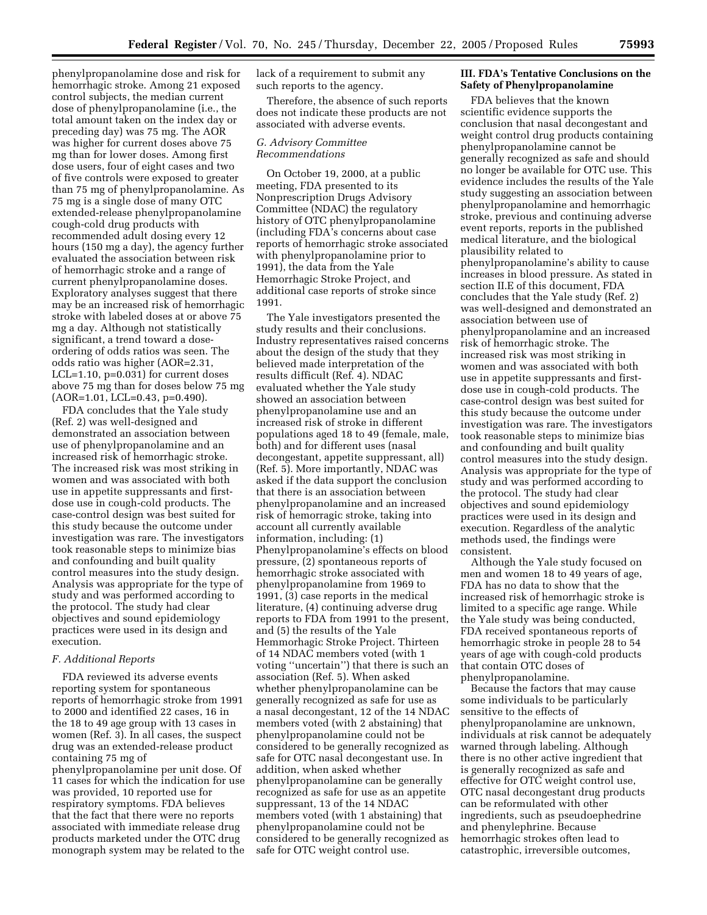phenylpropanolamine dose and risk for hemorrhagic stroke. Among 21 exposed control subjects, the median current dose of phenylpropanolamine (i.e., the total amount taken on the index day or preceding day) was 75 mg. The AOR was higher for current doses above 75 mg than for lower doses. Among first dose users, four of eight cases and two of five controls were exposed to greater than 75 mg of phenylpropanolamine. As 75 mg is a single dose of many OTC extended-release phenylpropanolamine cough-cold drug products with recommended adult dosing every 12 hours (150 mg a day), the agency further evaluated the association between risk of hemorrhagic stroke and a range of current phenylpropanolamine doses. Exploratory analyses suggest that there may be an increased risk of hemorrhagic stroke with labeled doses at or above 75 mg a day. Although not statistically significant, a trend toward a dose-ordering of odds ratios was seen. The odds ratio was higher (AOR=2.31, LCL=1.10, p=0.031) for current doses above 75 mg than for doses below 75 mg (AOR=1.01, LCL=0.43, p=0.490).

FDA concludes that the Yale study (Ref. 2) was well-designed and demonstrated an association between use of phenylpropanolamine and an increased risk of hemorrhagic stroke. The increased risk was most striking in women and was associated with both use in appetite suppressants and first-dose use in cough-cold products. The case-control design was best suited for this study because the outcome under investigation was rare. The investigators took reasonable steps to minimize bias and confounding and built quality control measures into the study design. Analysis was appropriate for the type of study and was performed according to the protocol. The study had clear objectives and sound epidemiology practices were used in its design and execution.

*F. Additional Reports*

FDA reviewed its adverse events reporting system for spontaneous reports of hemorrhagic stroke from 1991 to 2000 and identified 22 cases, 16 in the 18 to 49 age group with 13 cases in women (Ref. 3). In all cases, the suspect drug was an extended-release product containing 75 mg of phenylpropanolamine per unit dose. Of 11 cases for which the indication for use was provided, 10 reported use for respiratory symptoms. FDA believes that the fact that there were no reports associated with immediate release drug products marketed under the OTC drug monograph system may be related to the lack of a requirement to submit any such reports to the agency.

Therefore, the absence of such reports does not indicate these products are not associated with adverse events.

*G. Advisory Committee Recommendations*

On October 19, 2000, at a public meeting, FDA presented to its Nonprescription Drugs Advisory Committee (NDAC) the regulatory history of OTC phenylpropanolamine (including FDA's concerns about case reports of hemorrhagic stroke associated with phenylpropanolamine prior to 1991), the data from the Yale Hemorrhagic Stroke Project, and additional case reports of stroke since 1991.

The Yale investigators presented the study results and their conclusions. Industry representatives raised concerns about the design of the study that they believed made interpretation of the results difficult (Ref. 4). NDAC evaluated whether the Yale study showed an association between phenylpropanolamine use and an increased risk of stroke in different populations aged 18 to 49 (female, male, both) and for different uses (nasal decongestant, appetite suppressant, all) (Ref. 5). More importantly, NDAC was asked if the data support the conclusion that there is an association between phenylpropanolamine and an increased risk of hemorragic stroke, taking into account all currently available information, including: (1) Phenylpropanolamine's effects on blood pressure, (2) spontaneous reports of hemorrhagic stroke associated with phenylpropanolamine from 1969 to 1991, (3) case reports in the medical literature, (4) continuing adverse drug reports to FDA from 1991 to the present, and (5) the results of the Yale Hemmorhagic Stroke Project. Thirteen of 14 NDAC members voted (with 1 voting "uncertain") that there is such an association (Ref. 5). When asked whether phenylpropanolamine can be generally recognized as safe for use as a nasal decongestant, 12 of the 14 NDAC members voted (with 2 abstaining) that phenylpropanolamine could not be considered to be generally recognized as safe for OTC nasal decongestant use. In addition, when asked whether phenylpropanolamine can be generally recognized as safe for use as an appetite suppressant, 13 of the 14 NDAC members voted (with 1 abstaining) that phenylpropanolamine could not be considered to be generally recognized as safe for OTC weight control use.

## III. FDA's Tentative Conclusions on the Safety of Phenylpropanolamine

FDA believes that the known scientific evidence supports the conclusion that nasal decongestant and weight control drug products containing phenylpropanolamine cannot be generally recognized as safe and should no longer be available for OTC use. This evidence includes the results of the Yale study suggesting an association between phenylpropanolamine and hemorrhagic stroke, previous and continuing adverse event reports, reports in the published medical literature, and the biological plausibility related to phenylpropanolamine's ability to cause increases in blood pressure. As stated in section II.E of this document, FDA concludes that the Yale study (Ref. 2) was well-designed and demonstrated an association between use of phenylpropanolamine and an increased risk of hemorrhagic stroke. The increased risk was most striking in women and was associated with both use in appetite suppressants and first-dose use in cough-cold products. The case-control design was best suited for this study because the outcome under investigation was rare. The investigators took reasonable steps to minimize bias and confounding and built quality control measures into the study design. Analysis was appropriate for the type of study and was performed according to the protocol. The study had clear objectives and sound epidemiology practices were used in its design and execution. Regardless of the analytic methods used, the findings were consistent.

Although the Yale study focused on men and women 18 to 49 years of age, FDA has no data to show that the increased risk of hemorrhagic stroke is limited to a specific age range. While the Yale study was being conducted, FDA received spontaneous reports of hemorrhagic stroke in people 28 to 54 years of age with cough-cold products that contain OTC doses of phenylpropanolamine.

Because the factors that may cause some individuals to be particularly sensitive to the effects of phenylpropanolamine are unknown, individuals at risk cannot be adequately warned through labeling. Although there is no other active ingredient that is generally recognized as safe and effective for OTC weight control use, OTC nasal decongestant drug products can be reformulated with other ingredients, such as pseudoephedrine and phenylephrine. Because hemorrhagic strokes often lead to catastrophic, irreversible outcomes,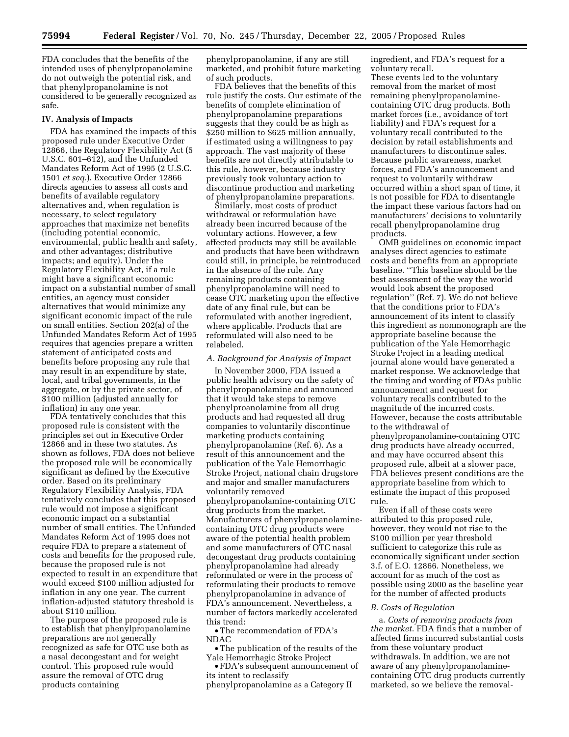FDA concludes that the benefits of the intended uses of phenylpropanolamine do not outweigh the potential risk, and that phenylpropanolamine is not considered to be generally recognized as safe.

### IV. Analysis of Impacts

FDA has examined the impacts of this proposed rule under Executive Order 12866, the Regulatory Flexibility Act (5 U.S.C. 601–612), and the Unfunded Mandates Reform Act of 1995 (2 U.S.C. 1501 *et seq*.). Executive Order 12866 directs agencies to assess all costs and benefits of available regulatory alternatives and, when regulation is necessary, to select regulatory approaches that maximize net benefits (including potential economic, environmental, public health and safety, and other advantages; distributive impacts; and equity). Under the Regulatory Flexibility Act, if a rule might have a significant economic impact on a substantial number of small entities, an agency must consider alternatives that would minimize any significant economic impact of the rule on small entities. Section 202(a) of the Unfunded Mandates Reform Act of 1995 requires that agencies prepare a written statement of anticipated costs and benefits before proposing any rule that may result in an expenditure by state, local, and tribal governments, in the aggregate, or by the private sector, of $100 million (adjusted annually for inflation) in any one year.

FDA tentatively concludes that this proposed rule is consistent with the principles set out in Executive Order 12866 and in these two statutes. As shown as follows, FDA does not believe the proposed rule will be economically significant as defined by the Executive order. Based on its preliminary Regulatory Flexibility Analysis, FDA tentatively concludes that this proposed rule would not impose a significant economic impact on a substantial number of small entities. The Unfunded Mandates Reform Act of 1995 does not require FDA to prepare a statement of costs and benefits for the proposed rule, because the proposed rule is not expected to result in an expenditure that would exceed $100 million adjusted for inflation in any one year. The current inflation-adjusted statutory threshold is about $110 million.

The purpose of the proposed rule is to establish that phenylpropanolamine preparations are not generally recognized as safe for OTC use both as a nasal decongestant and for weight control. This proposed rule would assure the removal of OTC drug products containing phenylpropanolamine, if any are still marketed, and prohibit future marketing of such products.

FDA believes that the benefits of this rule justify the costs. Our estimate of the benefits of complete elimination of phenylpropanolamine preparations suggests that they could be as high as $250 million to $625 million annually, if estimated using a willingness to pay approach. The vast majority of these benefits are not directly attributable to this rule, however, because industry previously took voluntary action to discontinue production and marketing of phenylpropanolamine preparations.

Similarly, most costs of product withdrawal or reformulation have already been incurred because of the voluntary actions. However, a few affected products may still be available and products that have been withdrawn could still, in principle, be reintroduced in the absence of the rule. Any remaining products containing phenylpropanolamine will need to cease OTC marketing upon the effective date of any final rule, but can be reformulated with another ingredient, where applicable. Products that are reformulated will also need to be relabeled.

#### *A. Background for Analysis of Impact*

In November 2000, FDA issued a public health advisory on the safety of phenylpropanolamine and announced that it would take steps to remove phenylproanolamine from all drug products and had requested all drug companies to voluntarily discontinue marketing products containing phenylpropanolamine (Ref. 6). As a result of this announcement and the publication of the Yale Hemorrhagic Stroke Project, national chain drugstore and major and smaller manufacturers voluntarily removed phenylpropanolamine-containing OTC drug products from the market. Manufacturers of phenylpropanolamine-containing OTC drug products were aware of the potential health problem and some manufacturers of OTC nasal decongestant drug products containing phenylpropanolamine had already reformulated or were in the process of reformulating their products to remove phenylpropanolamine in advance of FDA's announcement. Nevertheless, a number of factors markedly accelerated this trend:

- The recommendation of FDA's NDAC
- The publication of the results of the Yale Hemorrhagic Stroke Project
- FDA's subsequent announcement of its intent to reclassify phenylpropanolamine as a Category II ingredient, and FDA's request for a voluntary recall.

These events led to the voluntary removal from the market of most remaining phenylpropanolamine-containing OTC drug products. Both market forces (i.e., avoidance of tort liability) and FDA's request for a voluntary recall contributed to the decision by retail establishments and manufacturers to discontinue sales. Because public awareness, market forces, and FDA's announcement and request to voluntarily withdraw occurred within a short span of time, it is not possible for FDA to disentangle the impact these various factors had on manufacturers' decisions to voluntarily recall phenylpropanolamine drug products.

OMB guidelines on economic impact analyses direct agencies to estimate costs and benefits from an appropriate baseline. "This baseline should be the best assessment of the way the world would look absent the proposed regulation" (Ref. 7). We do not believe that the conditions prior to FDA's announcement of its intent to classify this ingredient as nonmonograph are the appropriate baseline because the publication of the Yale Hemorrhagic Stroke Project in a leading medical journal alone would have generated a market response. We acknowledge that the timing and wording of FDAs public announcement and request for voluntary recalls contributed to the magnitude of the incurred costs. However, because the costs attributable to the withdrawal of phenylpropanolamine-containing OTC drug products have already occurred, and may have occurred absent this proposed rule, albeit at a slower pace, FDA believes present conditions are the appropriate baseline from which to estimate the impact of this proposed rule.

Even if all of these costs were attributed to this proposed rule, however, they would not rise to the $100 million per year threshold sufficient to categorize this rule as economically significant under section 3.f. of E.O. 12866. Nonetheless, we account for as much of the cost as possible using 2000 as the baseline year for the number of affected products

#### *B. Costs of Regulation*

a. *Costs of removing products from the market*. FDA finds that a number of affected firms incurred substantial costs from these voluntary product withdrawals. In addition, we are not aware of any phenylpropanolamine-containing OTC drug products currently marketed, so we believe the removal-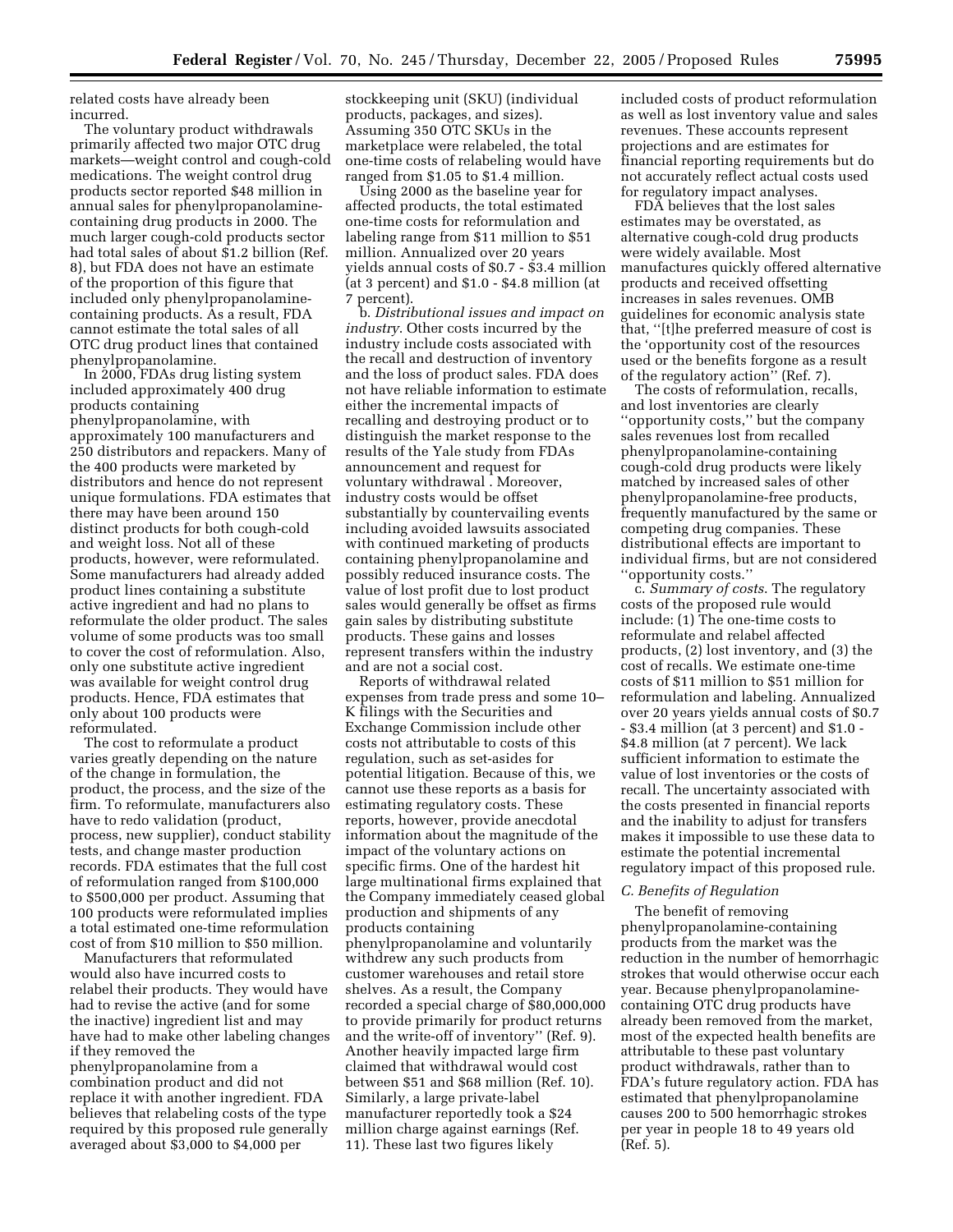related costs have already been incurred.

The voluntary product withdrawals primarily affected two major OTC drug markets—weight control and cough-cold medications. The weight control drug products sector reported $48 million in annual sales for phenylpropanolamine-containing drug products in 2000. The much larger cough-cold products sector had total sales of about $1.2 billion (Ref. 8), but FDA does not have an estimate of the proportion of this figure that included only phenylpropanolamine-containing products. As a result, FDA cannot estimate the total sales of all OTC drug product lines that contained phenylpropanolamine.

In 2000, FDAs drug listing system included approximately 400 drug products containing phenylpropanolamine, with approximately 100 manufacturers and 250 distributors and repackers. Many of the 400 products were marketed by distributors and hence do not represent unique formulations. FDA estimates that there may have been around 150 distinct products for both cough-cold and weight loss. Not all of these products, however, were reformulated. Some manufacturers had already added product lines containing a substitute active ingredient and had no plans to reformulate the older product. The sales volume of some products was too small to cover the cost of reformulation. Also, only one substitute active ingredient was available for weight control drug products. Hence, FDA estimates that only about 100 products were reformulated.

The cost to reformulate a product varies greatly depending on the nature of the change in formulation, the product, the process, and the size of the firm. To reformulate, manufacturers also have to redo validation (product, process, new supplier), conduct stability tests, and change master production records. FDA estimates that the full cost of reformulation ranged from $100,000 to $500,000 per product. Assuming that 100 products were reformulated implies a total estimated one-time reformulation cost of from $10 million to $50 million.

Manufacturers that reformulated would also have incurred costs to relabel their products. They would have had to revise the active (and for some the inactive) ingredient list and may have had to make other labeling changes if they removed the phenylpropanolamine from a combination product and did not replace it with another ingredient. FDA believes that relabeling costs of the type required by this proposed rule generally averaged about $3,000 to $4,000 per stockkeeping unit (SKU) (individual products, packages, and sizes). Assuming 350 OTC SKUs in the marketplace were relabeled, the total one-time costs of relabeling would have ranged from $1.05 to $1.4 million.

Using 2000 as the baseline year for affected products, the total estimated one-time costs for reformulation and labeling range from $11 million to $51 million. Annualized over 20 years yields annual costs of $0.7 - $3.4 million (at 3 percent) and $1.0 - $4.8 million (at 7 percent).

b. *Distributional issues and impact on industry*. Other costs incurred by the industry include costs associated with the recall and destruction of inventory and the loss of product sales. FDA does not have reliable information to estimate either the incremental impacts of recalling and destroying product or to distinguish the market response to the results of the Yale study from FDAs announcement and request for voluntary withdrawal . Moreover, industry costs would be offset substantially by countervailing events including avoided lawsuits associated with continued marketing of products containing phenylpropanolamine and possibly reduced insurance costs. The value of lost profit due to lost product sales would generally be offset as firms gain sales by distributing substitute products. These gains and losses represent transfers within the industry and are not a social cost.

Reports of withdrawal related expenses from trade press and some 10–K filings with the Securities and Exchange Commission include other costs not attributable to costs of this regulation, such as set-asides for potential litigation. Because of this, we cannot use these reports as a basis for estimating regulatory costs. These reports, however, provide anecdotal information about the magnitude of the impact of the voluntary actions on specific firms. One of the hardest hit large multinational firms explained that the Company immediately ceased global production and shipments of any products containing phenylpropanolamine and voluntarily withdrew any such products from customer warehouses and retail store shelves. As a result, the Company recorded a special charge of $80,000,000 to provide primarily for product returns and the write-off of inventory'' (Ref. 9). Another heavily impacted large firm claimed that withdrawal would cost between $51 and $68 million (Ref. 10). Similarly, a large private-label manufacturer reportedly took a $24 million charge against earnings (Ref. 11). These last two figures likely included costs of product reformulation as well as lost inventory value and sales revenues. These accounts represent projections and are estimates for financial reporting requirements but do not accurately reflect actual costs used for regulatory impact analyses.

FDA believes that the lost sales estimates may be overstated, as alternative cough-cold drug products were widely available. Most manufactures quickly offered alternative products and received offsetting increases in sales revenues. OMB guidelines for economic analysis state that, ''[t]he preferred measure of cost is the 'opportunity cost of the resources used or the benefits forgone as a result of the regulatory action'' (Ref. 7).

The costs of reformulation, recalls, and lost inventories are clearly ''opportunity costs,'' but the company sales revenues lost from recalled phenylpropanolamine-containing cough-cold drug products were likely matched by increased sales of other phenylpropanolamine-free products, frequently manufactured by the same or competing drug companies. These distributional effects are important to individual firms, but are not considered ''opportunity costs.''

c. *Summary of costs*. The regulatory costs of the proposed rule would include: (1) The one-time costs to reformulate and relabel affected products, (2) lost inventory, and (3) the cost of recalls. We estimate one-time costs of $11 million to $51 million for reformulation and labeling. Annualized over 20 years yields annual costs of $0.7 - $3.4 million (at 3 percent) and $1.0 - $4.8 million (at 7 percent). We lack sufficient information to estimate the value of lost inventories or the costs of recall. The uncertainty associated with the costs presented in financial reports and the inability to adjust for transfers makes it impossible to use these data to estimate the potential incremental regulatory impact of this proposed rule.

### *C. Benefits of Regulation*

The benefit of removing phenylpropanolamine-containing products from the market was the reduction in the number of hemorrhagic strokes that would otherwise occur each year. Because phenylpropanolamine-containing OTC drug products have already been removed from the market, most of the expected health benefits are attributable to these past voluntary product withdrawals, rather than to FDA's future regulatory action. FDA has estimated that phenylpropanolamine causes 200 to 500 hemorrhagic strokes per year in people 18 to 49 years old (Ref. 5).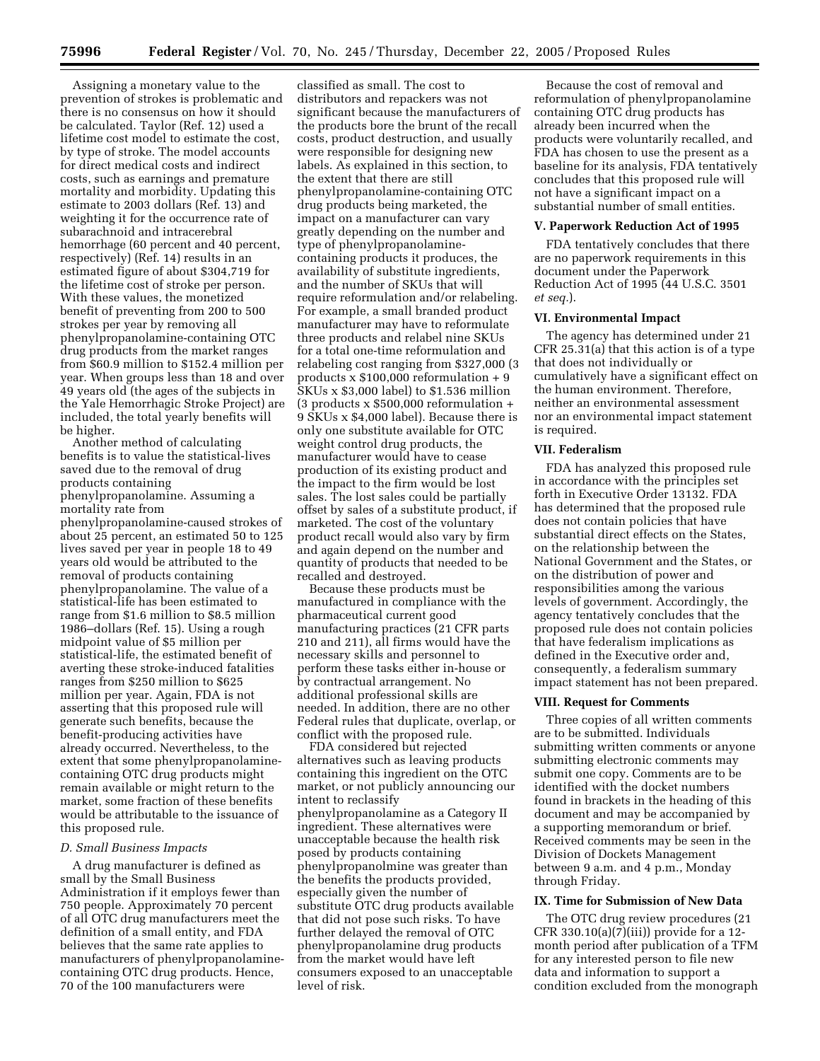Assigning a monetary value to the prevention of strokes is problematic and there is no consensus on how it should be calculated. Taylor (Ref. 12) used a lifetime cost model to estimate the cost, by type of stroke. The model accounts for direct medical costs and indirect costs, such as earnings and premature mortality and morbidity. Updating this estimate to 2003 dollars (Ref. 13) and weighting it for the occurrence rate of subarachnoid and intracerebral hemorrhage (60 percent and 40 percent, respectively) (Ref. 14) results in an estimated figure of about $304,719 for the lifetime cost of stroke per person. With these values, the monetized benefit of preventing from 200 to 500 strokes per year by removing all phenylpropanolamine-containing OTC drug products from the market ranges from $60.9 million to $152.4 million per year. When groups less than 18 and over 49 years old (the ages of the subjects in the Yale Hemorrhagic Stroke Project) are included, the total yearly benefits will be higher.

Another method of calculating benefits is to value the statistical-lives saved due to the removal of drug products containing phenylpropanolamine. Assuming a mortality rate from phenylpropanolamine-caused strokes of about 25 percent, an estimated 50 to 125 lives saved per year in people 18 to 49 years old would be attributed to the removal of products containing phenylpropanolamine. The value of a statistical-life has been estimated to range from $1.6 million to $8.5 million 1986–dollars (Ref. 15). Using a rough midpoint value of $5 million per statistical-life, the estimated benefit of averting these stroke-induced fatalities ranges from $250 million to $625 million per year. Again, FDA is not asserting that this proposed rule will generate such benefits, because the benefit-producing activities have already occurred. Nevertheless, to the extent that some phenylpropanolamine-containing OTC drug products might remain available or might return to the market, some fraction of these benefits would be attributable to the issuance of this proposed rule.

### *D. Small Business Impacts*

A drug manufacturer is defined as small by the Small Business Administration if it employs fewer than 750 people. Approximately 70 percent of all OTC drug manufacturers meet the definition of a small entity, and FDA believes that the same rate applies to manufacturers of phenylpropanolamine-containing OTC drug products. Hence, 70 of the 100 manufacturers were classified as small. The cost to distributors and repackers was not significant because the manufacturers of the products bore the brunt of the recall costs, product destruction, and usually were responsible for designing new labels. As explained in this section, to the extent that there are still phenylpropanolamine-containing OTC drug products being marketed, the impact on a manufacturer can vary greatly depending on the number and type of phenylpropanolamine-containing products it produces, the availability of substitute ingredients, and the number of SKUs that will require reformulation and/or relabeling. For example, a small branded product manufacturer may have to reformulate three products and relabel nine SKUs for a total one-time reformulation and relabeling cost ranging from $327,000 (3 products x $100,000 reformulation + 9 SKUs x $3,000 label) to $1.536 million (3 products x $500,000 reformulation + 9 SKUs x $4,000 label). Because there is only one substitute available for OTC weight control drug products, the manufacturer would have to cease production of its existing product and the impact to the firm would be lost sales. The lost sales could be partially offset by sales of a substitute product, if marketed. The cost of the voluntary product recall would also vary by firm and again depend on the number and quantity of products that needed to be recalled and destroyed.

Because these products must be manufactured in compliance with the pharmaceutical current good manufacturing practices (21 CFR parts 210 and 211), all firms would have the necessary skills and personnel to perform these tasks either in-house or by contractual arrangement. No additional professional skills are needed. In addition, there are no other Federal rules that duplicate, overlap, or conflict with the proposed rule.

FDA considered but rejected alternatives such as leaving products containing this ingredient on the OTC market, or not publicly announcing our intent to reclassify phenylpropanolamine as a Category II ingredient. These alternatives were unacceptable because the health risk posed by products containing phenylpropanolmine was greater than the benefits the products provided, especially given the number of substitute OTC drug products available that did not pose such risks. To have further delayed the removal of OTC phenylpropanolamine drug products from the market would have left consumers exposed to an unacceptable level of risk.

Because the cost of removal and reformulation of phenylpropanolamine containing OTC drug products has already been incurred when the products were voluntarily recalled, and FDA has chosen to use the present as a baseline for its analysis, FDA tentatively concludes that this proposed rule will not have a significant impact on a substantial number of small entities.

## V. Paperwork Reduction Act of 1995

FDA tentatively concludes that there are no paperwork requirements in this document under the Paperwork Reduction Act of 1995 (44 U.S.C. 3501 *et seq.*).

## VI. Environmental Impact

The agency has determined under 21 CFR 25.31(a) that this action is of a type that does not individually or cumulatively have a significant effect on the human environment. Therefore, neither an environmental assessment nor an environmental impact statement is required.

## VII. Federalism

FDA has analyzed this proposed rule in accordance with the principles set forth in Executive Order 13132. FDA has determined that the proposed rule does not contain policies that have substantial direct effects on the States, on the relationship between the National Government and the States, or on the distribution of power and responsibilities among the various levels of government. Accordingly, the agency tentatively concludes that the proposed rule does not contain policies that have federalism implications as defined in the Executive order and, consequently, a federalism summary impact statement has not been prepared.

## VIII. Request for Comments

Three copies of all written comments are to be submitted. Individuals submitting written comments or anyone submitting electronic comments may submit one copy. Comments are to be identified with the docket numbers found in brackets in the heading of this document and may be accompanied by a supporting memorandum or brief. Received comments may be seen in the Division of Dockets Management between 9 a.m. and 4 p.m., Monday through Friday.

## IX. Time for Submission of New Data

The OTC drug review procedures (21 CFR 330.10(a)(7)(iii)) provide for a 12-month period after publication of a TFM for any interested person to file new data and information to support a condition excluded from the monograph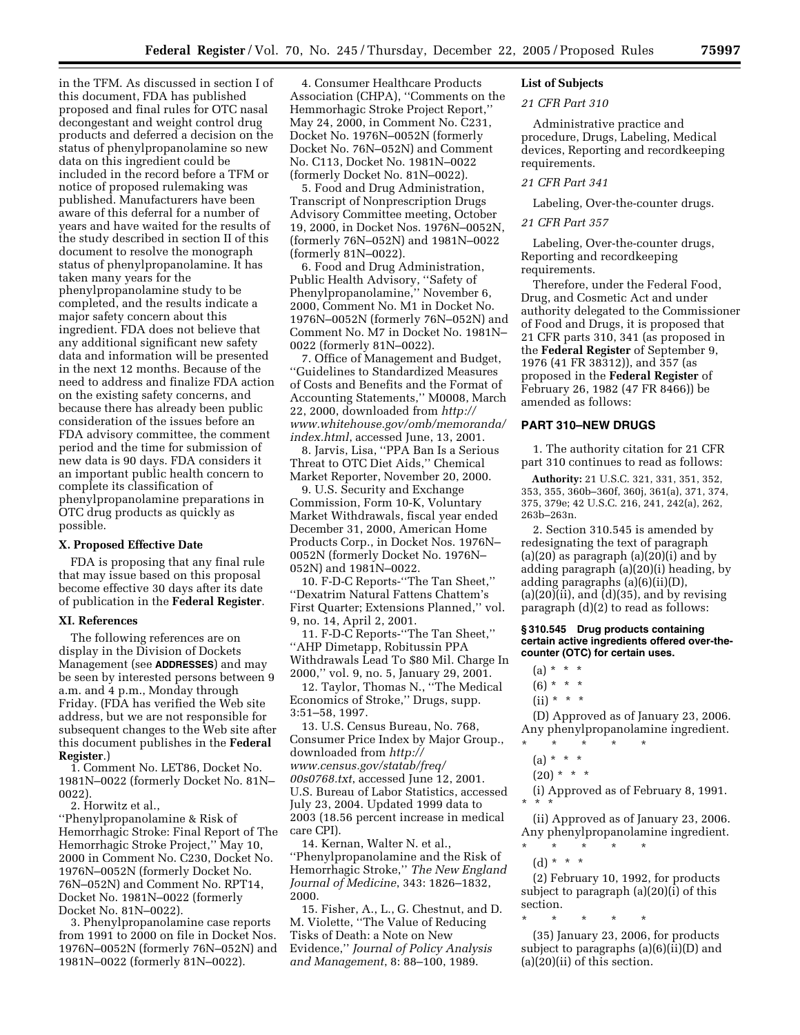in the TFM. As discussed in section I of this document, FDA has published proposed and final rules for OTC nasal decongestant and weight control drug products and deferred a decision on the status of phenylpropanolamine so new data on this ingredient could be included in the record before a TFM or notice of proposed rulemaking was published. Manufacturers have been aware of this deferral for a number of years and have waited for the results of the study described in section II of this document to resolve the monograph status of phenylpropanolamine. It has taken many years for the phenylpropanolamine study to be completed, and the results indicate a major safety concern about this ingredient. FDA does not believe that any additional significant new safety data and information will be presented in the next 12 months. Because of the need to address and finalize FDA action on the existing safety concerns, and because there has already been public consideration of the issues before an FDA advisory committee, the comment period and the time for submission of new data is 90 days. FDA considers it an important public health concern to complete its classification of phenylpropanolamine preparations in OTC drug products as quickly as possible.

## X. Proposed Effective Date

FDA is proposing that any final rule that may issue based on this proposal become effective 30 days after its date of publication in the **Federal Register**.

## XI. References

The following references are on display in the Division of Dockets Management (see **ADDRESSES**) and may be seen by interested persons between 9 a.m. and 4 p.m., Monday through Friday. (FDA has verified the Web site address, but we are not responsible for subsequent changes to the Web site after this document publishes in the **Federal Register**.)

1. Comment No. LET86, Docket No. 1981N–0022 (formerly Docket No. 81N–0022).
2. Horwitz et al., ''Phenylpropanolamine & Risk of Hemorrhagic Stroke: Final Report of The Hemorrhagic Stroke Project,'' May 10, 2000 in Comment No. C230, Docket No. 1976N–0052N (formerly Docket No. 76N–052N) and Comment No. RPT14, Docket No. 1981N–0022 (formerly Docket No. 81N–0022).
3. Phenylpropanolamine case reports from 1991 to 2000 on file in Docket Nos. 1976N–0052N (formerly 76N–052N) and 1981N–0022 (formerly 81N–0022).
4. Consumer Healthcare Products Association (CHPA), ''Comments on the Hemmorhagic Stroke Project Report,'' May 24, 2000, in Comment No. C231, Docket No. 1976N–0052N (formerly Docket No. 76N–052N) and Comment No. C113, Docket No. 1981N–0022 (formerly Docket No. 81N–0022).
5. Food and Drug Administration, Transcript of Nonprescription Drugs Advisory Committee meeting, October 19, 2000, in Docket Nos. 1976N–0052N, (formerly 76N–052N) and 1981N–0022 (formerly 81N–0022).
6. Food and Drug Administration, Public Health Advisory, ''Safety of Phenylpropanolamine,'' November 6, 2000, Comment No. M1 in Docket No. 1976N–0052N (formerly 76N–052N) and Comment No. M7 in Docket No. 1981N–0022 (formerly 81N–0022).
7. Office of Management and Budget, ''Guidelines to Standardized Measures of Costs and Benefits and the Format of Accounting Statements,'' M0008, March 22, 2000, downloaded from *http://www.whitehouse.gov/omb/memoranda/index.html*, accessed June, 13, 2001.
8. Jarvis, Lisa, ''PPA Ban Is a Serious Threat to OTC Diet Aids,'' Chemical Market Reporter, November 20, 2000.
9. U.S. Security and Exchange Commission, Form 10-K, Voluntary Market Withdrawals, fiscal year ended December 31, 2000, American Home Products Corp., in Docket Nos. 1976N–0052N (formerly Docket No. 1976N–052N) and 1981N–0022.
10. F-D-C Reports-''The Tan Sheet,'' ''Dexatrim Natural Fattens Chattem's First Quarter; Extensions Planned,'' vol. 9, no. 14, April 2, 2001.
11. F-D-C Reports-''The Tan Sheet,'' ''AHP Dimetapp, Robitussin PPA Withdrawals Lead To $80 Mil. Charge In 2000,'' vol. 9, no. 5, January 29, 2001.
12. Taylor, Thomas N., ''The Medical Economics of Stroke,'' Drugs, supp. 3:51–58, 1997.
13. U.S. Census Bureau, No. 768, Consumer Price Index by Major Group., downloaded from *http://www.census.gov/statab/freq/00s0768.txt*, accessed June 12, 2001. U.S. Bureau of Labor Statistics, accessed July 23, 2004. Updated 1999 data to 2003 (18.56 percent increase in medical care CPI).
14. Kernan, Walter N. et al., ''Phenylpropanolamine and the Risk of Hemorrhagic Stroke,'' *The New England Journal of Medicine*, 343: 1826–1832, 2000.
15. Fisher, A., L., G. Chestnut, and D. M. Violette, ''The Value of Reducing Tisks of Death: a Note on New Evidence,'' *Journal of Policy Analysis and Management*, 8: 88–100, 1989.

### List of Subjects

*21 CFR Part 310*

Administrative practice and procedure, Drugs, Labeling, Medical devices, Reporting and recordkeeping requirements.

*21 CFR Part 341*

Labeling, Over-the-counter drugs.

*21 CFR Part 357*

Labeling, Over-the-counter drugs, Reporting and recordkeeping requirements.

Therefore, under the Federal Food, Drug, and Cosmetic Act and under authority delegated to the Commissioner of Food and Drugs, it is proposed that 21 CFR parts 310, 341 (as proposed in the **Federal Register** of September 9, 1976 (41 FR 38312)), and 357 (as proposed in the **Federal Register** of February 26, 1982 (47 FR 8466)) be amended as follows:

## PART 310–NEW DRUGS

1. The authority citation for 21 CFR part 310 continues to read as follows:

**Authority:** 21 U.S.C. 321, 331, 351, 352, 353, 355, 360b–360f, 360j, 361(a), 371, 374, 375, 379e; 42 U.S.C. 216, 241, 242(a), 262, 263b–263n.

2. Section 310.545 is amended by redesignating the text of paragraph (a)(20) as paragraph (a)(20)(i) and by adding paragraph (a)(20)(i) heading, by adding paragraphs (a)(6)(ii)(D), (a)(20)(ii), and (d)(35), and by revising paragraph (d)(2) to read as follows:

**§ 310.545 Drug products containing certain active ingredients offered over-the-counter (OTC) for certain uses.**

(a) * * *

(6) * * *

(ii) * * *

(D) Approved as of January 23, 2006. Any phenylpropanolamine ingredient.

\* \* \* \* \*

(a) * * *

(20) * * *

(i) Approved as of February 8, 1991. * * *

(ii) Approved as of January 23, 2006. Any phenylpropanolamine ingredient.

\* \* \* \* \*

(d) * * *

(2) February 10, 1992, for products subject to paragraph (a)(20)(i) of this section.

\* \* \* \* \*

(35) January 23, 2006, for products subject to paragraphs (a)(6)(ii)(D) and (a)(20)(ii) of this section.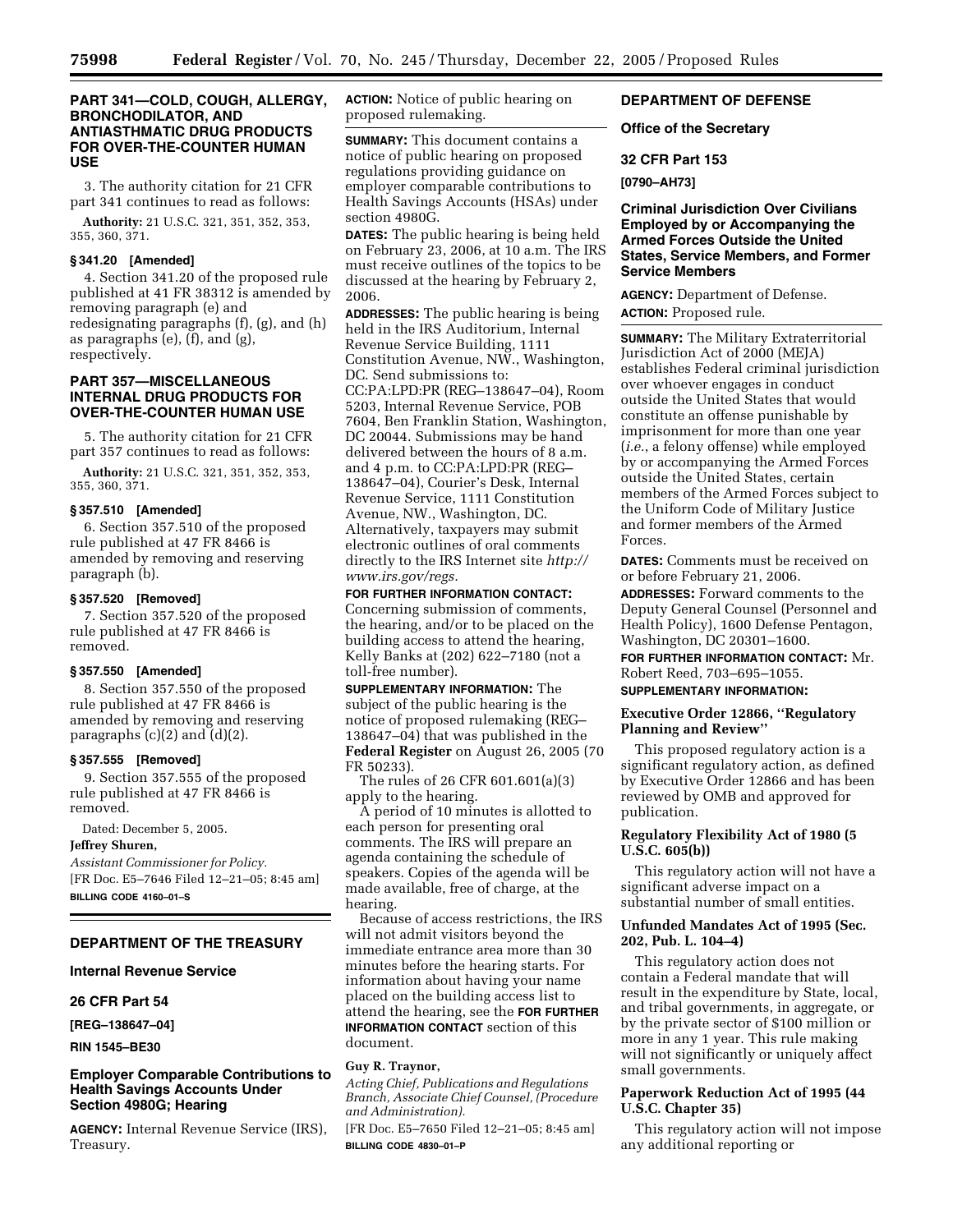## PART 341—COLD, COUGH, ALLERGY, BRONCHODILATOR, AND ANTIASTHMATIC DRUG PRODUCTS FOR OVER-THE-COUNTER HUMAN USE

3. The authority citation for 21 CFR part 341 continues to read as follows:

**Authority:** 21 U.S.C. 321, 351, 352, 353, 355, 360, 371.

### § 341.20 [Amended]

4. Section 341.20 of the proposed rule published at 41 FR 38312 is amended by removing paragraph (e) and redesignating paragraphs (f), (g), and (h) as paragraphs (e), (f), and (g), respectively.

## PART 357—MISCELLANEOUS INTERNAL DRUG PRODUCTS FOR OVER-THE-COUNTER HUMAN USE

5. The authority citation for 21 CFR part 357 continues to read as follows:

**Authority:** 21 U.S.C. 321, 351, 352, 353, 355, 360, 371.

### § 357.510 [Amended]

6. Section 357.510 of the proposed rule published at 47 FR 8466 is amended by removing and reserving paragraph (b).

### § 357.520 [Removed]

7. Section 357.520 of the proposed rule published at 47 FR 8466 is removed.

### § 357.550 [Amended]

8. Section 357.550 of the proposed rule published at 47 FR 8466 is amended by removing and reserving paragraphs (c)(2) and (d)(2).

### § 357.555 [Removed]

9. Section 357.555 of the proposed rule published at 47 FR 8466 is removed.

Dated: December 5, 2005.

**Jeffrey Shuren,**

*Assistant Commissioner for Policy.*

[FR Doc. E5–7646 Filed 12–21–05; 8:45 am]

**BILLING CODE 4160–01–S**

---

## DEPARTMENT OF THE TREASURY

### Internal Revenue Service

### 26 CFR Part 54

**[REG–138647–04]**

**RIN 1545–BE30**

### Employer Comparable Contributions to Health Savings Accounts Under Section 4980G; Hearing

**AGENCY:** Internal Revenue Service (IRS), Treasury.

**ACTION:** Notice of public hearing on proposed rulemaking.

**SUMMARY:** This document contains a notice of public hearing on proposed regulations providing guidance on employer comparable contributions to Health Savings Accounts (HSAs) under section 4980G.

**DATES:** The public hearing is being held on February 23, 2006, at 10 a.m. The IRS must receive outlines of the topics to be discussed at the hearing by February 2, 2006.

**ADDRESSES:** The public hearing is being held in the IRS Auditorium, Internal Revenue Service Building, 1111 Constitution Avenue, NW., Washington, DC. Send submissions to: CC:PA:LPD:PR (REG–138647–04), Room 5203, Internal Revenue Service, POB 7604, Ben Franklin Station, Washington, DC 20044. Submissions may be hand delivered between the hours of 8 a.m. and 4 p.m. to CC:PA:LPD:PR (REG–138647–04), Courier's Desk, Internal Revenue Service, 1111 Constitution Avenue, NW., Washington, DC. Alternatively, taxpayers may submit electronic outlines of oral comments directly to the IRS Internet site *http://www.irs.gov/regs.*

**FOR FURTHER INFORMATION CONTACT:** Concerning submission of comments, the hearing, and/or to be placed on the building access to attend the hearing, Kelly Banks at (202) 622–7180 (not a toll-free number).

**SUPPLEMENTARY INFORMATION:** The subject of the public hearing is the notice of proposed rulemaking (REG–138647–04) that was published in the **Federal Register** on August 26, 2005 (70 FR 50233).

The rules of 26 CFR 601.601(a)(3) apply to the hearing.

A period of 10 minutes is allotted to each person for presenting oral comments. The IRS will prepare an agenda containing the schedule of speakers. Copies of the agenda will be made available, free of charge, at the hearing.

Because of access restrictions, the IRS will not admit visitors beyond the immediate entrance area more than 30 minutes before the hearing starts. For information about having your name placed on the building access list to attend the hearing, see the **FOR FURTHER INFORMATION CONTACT** section of this document.

**Guy R. Traynor,**

*Acting Chief, Publications and Regulations Branch, Associate Chief Counsel, (Procedure and Administration).*

[FR Doc. E5–7650 Filed 12–21–05; 8:45 am]

**BILLING CODE 4830–01–P**

---

## DEPARTMENT OF DEFENSE

### Office of the Secretary

### 32 CFR Part 153

**[0790–AH73]**

### Criminal Jurisdiction Over Civilians Employed by or Accompanying the Armed Forces Outside the United States, Service Members, and Former Service Members

**AGENCY:** Department of Defense.

**ACTION:** Proposed rule.

**SUMMARY:** The Military Extraterritorial Jurisdiction Act of 2000 (MEJA) establishes Federal criminal jurisdiction over whoever engages in conduct outside the United States that would constitute an offense punishable by imprisonment for more than one year (*i.e.*, a felony offense) while employed by or accompanying the Armed Forces outside the United States, certain members of the Armed Forces subject to the Uniform Code of Military Justice and former members of the Armed Forces.

**DATES:** Comments must be received on or before February 21, 2006.

**ADDRESSES:** Forward comments to the Deputy General Counsel (Personnel and Health Policy), 1600 Defense Pentagon, Washington, DC 20301–1600.

**FOR FURTHER INFORMATION CONTACT:** Mr. Robert Reed, 703–695–1055.

**SUPPLEMENTARY INFORMATION:**

#### Executive Order 12866, "Regulatory Planning and Review"

This proposed regulatory action is a significant regulatory action, as defined by Executive Order 12866 and has been reviewed by OMB and approved for publication.

#### Regulatory Flexibility Act of 1980 (5 U.S.C. 605(b))

This regulatory action will not have a significant adverse impact on a substantial number of small entities.

#### Unfunded Mandates Act of 1995 (Sec. 202, Pub. L. 104–4)

This regulatory action does not contain a Federal mandate that will result in the expenditure by State, local, and tribal governments, in aggregate, or by the private sector of $100 million or more in any 1 year. This rule making will not significantly or uniquely affect small governments.

#### Paperwork Reduction Act of 1995 (44 U.S.C. Chapter 35)

This regulatory action will not impose any additional reporting or